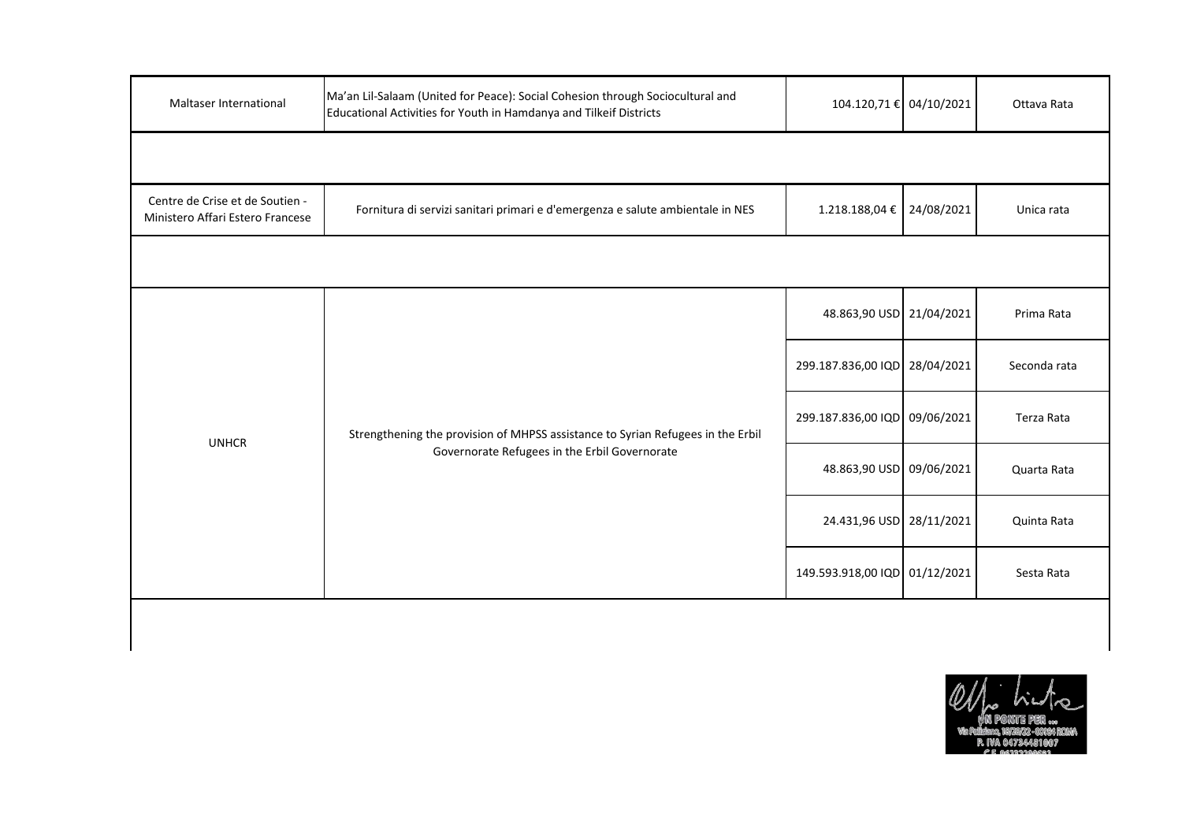| | | | | |
|---|---|---|---|---|
| Maltaser International | Ma'an Lil-Salaam (United for Peace): Social Cohesion through Sociocultural and Educational Activities for Youth in Hamdanya and Tilkeif Districts | 104.120,71 € | 04/10/2021 | Ottava Rata |
| | | | | |
| Centre de Crise et de Soutien - Ministero Affari Estero Francese | Fornitura di servizi sanitari primari e d'emergenza e salute ambientale in NES | 1.218.188,04 € | 24/08/2021 | Unica rata |
| | | | | |
| UNHCR | Strengthening the provision of MHPSS assistance to Syrian Refugees in the Erbil Governorate Refugees in the Erbil Governorate | 48.863,90 USD | 21/04/2021 | Prima Rata |
| | | 299.187.836,00 IQD | 28/04/2021 | Seconda rata |
| | | 299.187.836,00 IQD | 09/06/2021 | Terza Rata |
| | | 48.863,90 USD | 09/06/2021 | Quarta Rata |
| | | 24.431,96 USD | 28/11/2021 | Quinta Rata |
| | | 149.593.918,00 IQD | 01/12/2021 | Sesta Rata |
| | | | | |

UN PONTE PER ...
Via Palizzano, 18/20/22 - 00184 ROMA
P. IVA 04734481007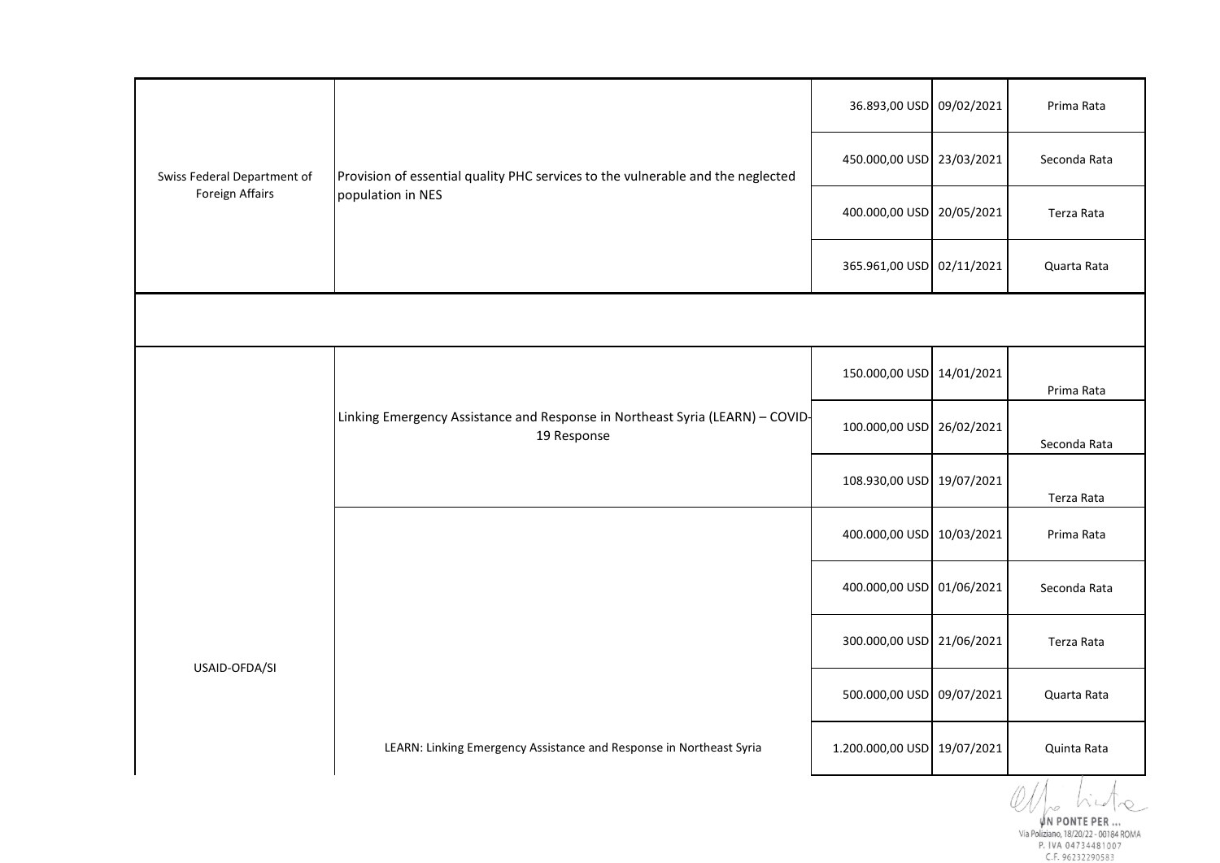| | | | | |
|---|---|---|---|---|
| Swiss Federal Department of Foreign Affairs | Provision of essential quality PHC services to the vulnerable and the neglected population in NES | 36.893,00 USD | 09/02/2021 | Prima Rata |
| | | 450.000,00 USD | 23/03/2021 | Seconda Rata |
| | | 400.000,00 USD | 20/05/2021 | Terza Rata |
| | | 365.961,00 USD | 02/11/2021 | Quarta Rata |
| | | | | |
| USAID-OFDA/SI | Linking Emergency Assistance and Response in Northeast Syria (LEARN) – COVID-19 Response | 150.000,00 USD | 14/01/2021 | Prima Rata |
| | | 100.000,00 USD | 26/02/2021 | Seconda Rata |
| | | 108.930,00 USD | 19/07/2021 | Terza Rata |
| | LEARN: Linking Emergency Assistance and Response in Northeast Syria | 400.000,00 USD | 10/03/2021 | Prima Rata |
| | | 400.000,00 USD | 01/06/2021 | Seconda Rata |
| | | 300.000,00 USD | 21/06/2021 | Terza Rata |
| | | 500.000,00 USD | 09/07/2021 | Quarta Rata |
| | | 1.200.000,00 USD | 19/07/2021 | Quinta Rata |

UN PONTE PER ...
Via Poliziano, 18/20/22 - 00184 ROMA
P. IVA 04734481007
C.F. 96232290583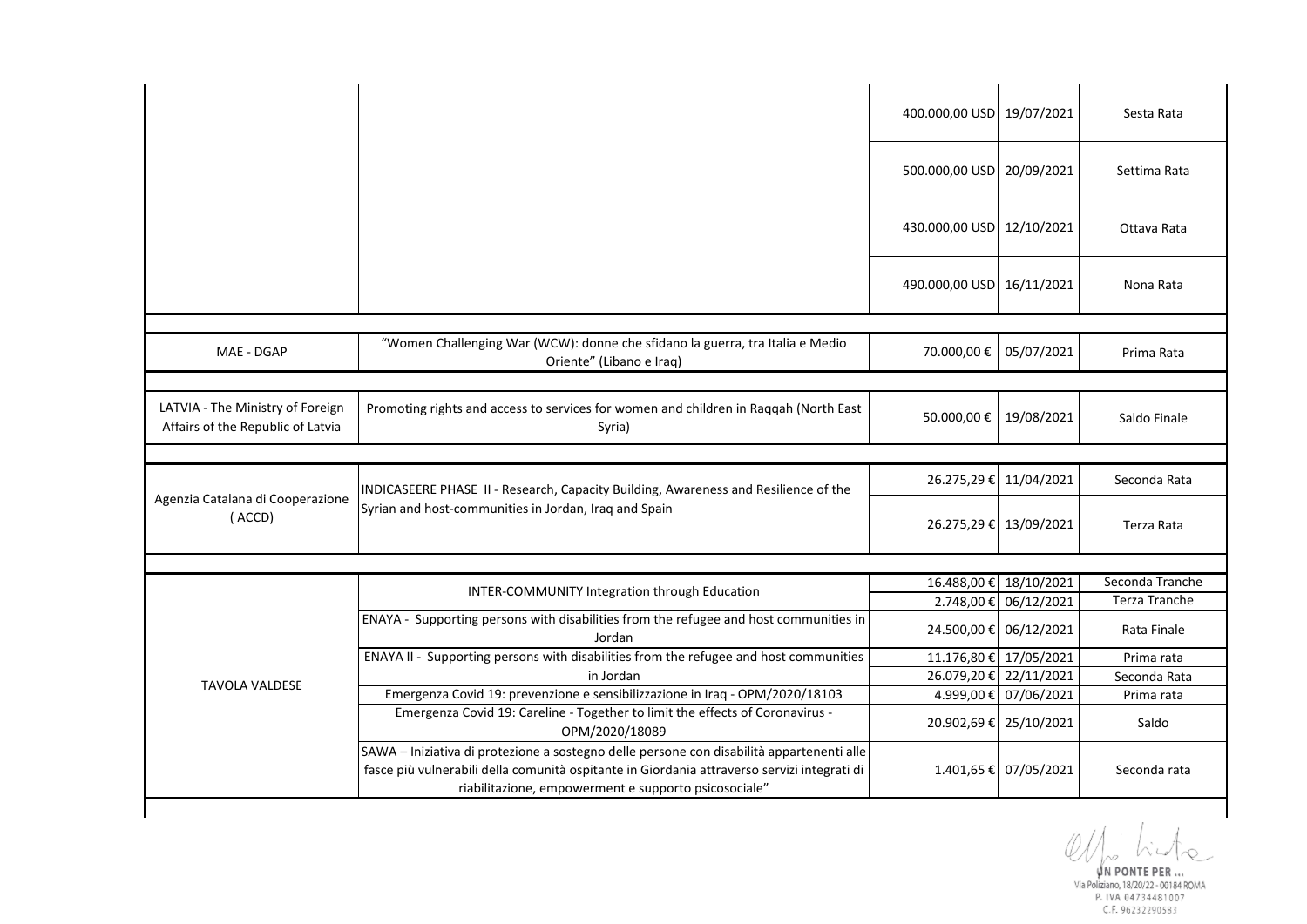| | | | | |
|---|---|---|---|---|
| | | 400.000,00 USD | 19/07/2021 | Sesta Rata |
| | | 500.000,00 USD | 20/09/2021 | Settima Rata |
| | | 430.000,00 USD | 12/10/2021 | Ottava Rata |
| | | 490.000,00 USD | 16/11/2021 | Nona Rata |
| | | | | |
| MAE - DGAP | "Women Challenging War (WCW): donne che sfidano la guerra, tra Italia e Medio Oriente" (Libano e Iraq) | 70.000,00 € | 05/07/2021 | Prima Rata |
| | | | | |
| LATVIA - The Ministry of Foreign Affairs of the Republic of Latvia | Promoting rights and access to services for women and children in Raqqah (North East Syria) | 50.000,00 € | 19/08/2021 | Saldo Finale |
| | | | | |
| Agenzia Catalana di Cooperazione ( ACCD) | INDICASEERE PHASE II - Research, Capacity Building, Awareness and Resilience of the Syrian and host-communities in Jordan, Iraq and Spain | 26.275,29 € | 11/04/2021 | Seconda Rata |
| | | 26.275,29 € | 13/09/2021 | Terza Rata |
| | | | | |
| TAVOLA VALDESE | INTER-COMMUNITY Integration through Education | 16.488,00 € | 18/10/2021 | Seconda Tranche |
| | | 2.748,00 € | 06/12/2021 | Terza Tranche |
| | ENAYA - Supporting persons with disabilities from the refugee and host communities in Jordan | 24.500,00 € | 06/12/2021 | Rata Finale |
| | ENAYA II - Supporting persons with disabilities from the refugee and host communities in Jordan | 11.176,80 € | 17/05/2021 | Prima rata |
| | | 26.079,20 € | 22/11/2021 | Seconda Rata |
| | Emergenza Covid 19: prevenzione e sensibilizzazione in Iraq - OPM/2020/18103 | 4.999,00 € | 07/06/2021 | Prima rata |
| | Emergenza Covid 19: Careline - Together to limit the effects of Coronavirus - OPM/2020/18089 | 20.902,69 € | 25/10/2021 | Saldo |
| | SAWA – Iniziativa di protezione a sostegno delle persone con disabilità appartenenti alle fasce più vulnerabili della comunità ospitante in Giordania attraverso servizi integrati di riabilitazione, empowerment e supporto psicosociale" | 1.401,65 € | 07/05/2021 | Seconda rata |

UN PONTE PER ...
Via Poliziano, 18/20/22 - 00184 ROMA
P. IVA 04734481007
C.F. 96232290583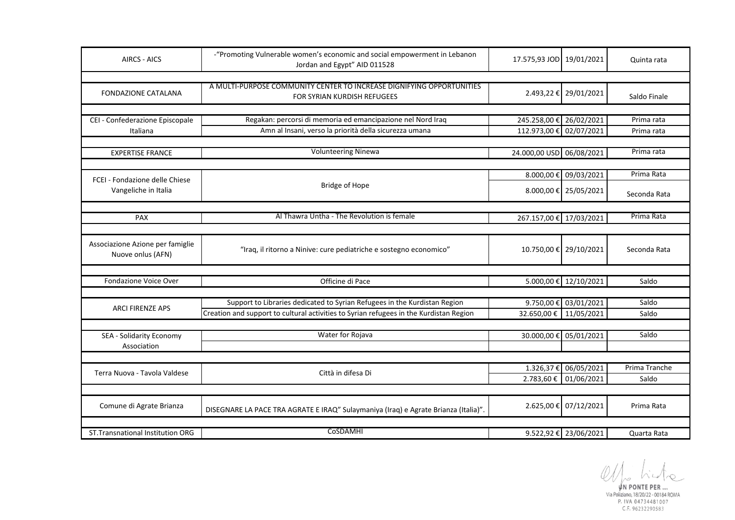| | | | | |
|---|---|---|---|---|
| AIRCS - AICS | -"Promoting Vulnerable women's economic and social empowerment in Lebanon Jordan and Egypt" AID 011528 | 17.575,93 JOD | 19/01/2021 | Quinta rata |
| FONDAZIONE CATALANA | A MULTI-PURPOSE COMMUNITY CENTER TO INCREASE DIGNIFYING OPPORTUNITIES FOR SYRIAN KURDISH REFUGEES | 2.493,22 € | 29/01/2021 | Saldo Finale |
| CEI - Confederazione Episcopale Italiana | Regakan: percorsi di memoria ed emancipazione nel Nord Iraq | 245.258,00 € | 26/02/2021 | Prima rata |
| | Amn al Insani, verso la priorità della sicurezza umana | 112.973,00 € | 02/07/2021 | Prima rata |
| EXPERTISE FRANCE | Volunteering Ninewa | 24.000,00 USD | 06/08/2021 | Prima rata |
| FCEI - Fondazione delle Chiese Vangeliche in Italia | Bridge of Hope | 8.000,00 € | 09/03/2021 | Prima Rata |
| | | 8.000,00 € | 25/05/2021 | Seconda Rata |
| PAX | Al Thawra Untha - The Revolution is female | 267.157,00 € | 17/03/2021 | Prima Rata |
| Associazione Azione per famiglie Nuove onlus (AFN) | "Iraq, il ritorno a Ninive: cure pediatriche e sostegno economico" | 10.750,00 € | 29/10/2021 | Seconda Rata |
| Fondazione Voice Over | Officine di Pace | 5.000,00 € | 12/10/2021 | Saldo |
| ARCI FIRENZE APS | Support to Libraries dedicated to Syrian Refugees in the Kurdistan Region | 9.750,00 € | 03/01/2021 | Saldo |
| | Creation and support to cultural activities to Syrian refugees in the Kurdistan Region | 32.650,00 € | 11/05/2021 | Saldo |
| SEA - Solidarity Economy Association | Water for Rojava | 30.000,00 € | 05/01/2021 | Saldo |
| Terra Nuova - Tavola Valdese | Città in difesa Di | 1.326,37 € | 06/05/2021 | Prima Tranche |
| | | 2.783,60 € | 01/06/2021 | Saldo |
| Comune di Agrate Brianza | DISEGNARE LA PACE TRA AGRATE E IRAQ" Sulaymaniya (Iraq) e Agrate Brianza (Italia)". | 2.625,00 € | 07/12/2021 | Prima Rata |
| ST.Transnational Institution ORG | CoSDAMHI | 9.522,92 € | 23/06/2021 | Quarta Rata |

UN PONTE PER ...
Via Poliziano, 18/20/22 - 00184 ROMA
P. IVA 04734481007
C.F. 96232290583